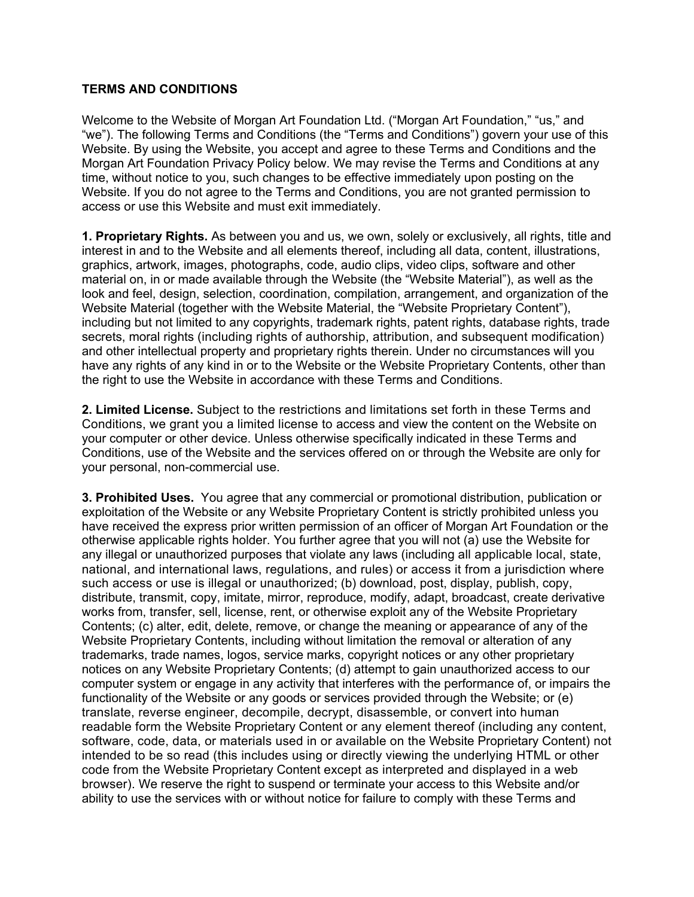**TERMS AND CONDITIONS**

Welcome to the Website of Morgan Art Foundation Ltd. ("Morgan Art Foundation," "us," and "we"). The following Terms and Conditions (the "Terms and Conditions") govern your use of this Website. By using the Website, you accept and agree to these Terms and Conditions and the Morgan Art Foundation Privacy Policy below. We may revise the Terms and Conditions at any time, without notice to you, such changes to be effective immediately upon posting on the Website. If you do not agree to the Terms and Conditions, you are not granted permission to access or use this Website and must exit immediately.

**1. Proprietary Rights.** As between you and us, we own, solely or exclusively, all rights, title and interest in and to the Website and all elements thereof, including all data, content, illustrations, graphics, artwork, images, photographs, code, audio clips, video clips, software and other material on, in or made available through the Website (the "Website Material"), as well as the look and feel, design, selection, coordination, compilation, arrangement, and organization of the Website Material (together with the Website Material, the "Website Proprietary Content"), including but not limited to any copyrights, trademark rights, patent rights, database rights, trade secrets, moral rights (including rights of authorship, attribution, and subsequent modification) and other intellectual property and proprietary rights therein. Under no circumstances will you have any rights of any kind in or to the Website or the Website Proprietary Contents, other than the right to use the Website in accordance with these Terms and Conditions.

**2. Limited License.** Subject to the restrictions and limitations set forth in these Terms and Conditions, we grant you a limited license to access and view the content on the Website on your computer or other device. Unless otherwise specifically indicated in these Terms and Conditions, use of the Website and the services offered on or through the Website are only for your personal, non-commercial use.

**3. Prohibited Uses.** You agree that any commercial or promotional distribution, publication or exploitation of the Website or any Website Proprietary Content is strictly prohibited unless you have received the express prior written permission of an officer of Morgan Art Foundation or the otherwise applicable rights holder. You further agree that you will not (a) use the Website for any illegal or unauthorized purposes that violate any laws (including all applicable local, state, national, and international laws, regulations, and rules) or access it from a jurisdiction where such access or use is illegal or unauthorized; (b) download, post, display, publish, copy, distribute, transmit, copy, imitate, mirror, reproduce, modify, adapt, broadcast, create derivative works from, transfer, sell, license, rent, or otherwise exploit any of the Website Proprietary Contents; (c) alter, edit, delete, remove, or change the meaning or appearance of any of the Website Proprietary Contents, including without limitation the removal or alteration of any trademarks, trade names, logos, service marks, copyright notices or any other proprietary notices on any Website Proprietary Contents; (d) attempt to gain unauthorized access to our computer system or engage in any activity that interferes with the performance of, or impairs the functionality of the Website or any goods or services provided through the Website; or (e) translate, reverse engineer, decompile, decrypt, disassemble, or convert into human readable form the Website Proprietary Content or any element thereof (including any content, software, code, data, or materials used in or available on the Website Proprietary Content) not intended to be so read (this includes using or directly viewing the underlying HTML or other code from the Website Proprietary Content except as interpreted and displayed in a web browser). We reserve the right to suspend or terminate your access to this Website and/or ability to use the services with or without notice for failure to comply with these Terms and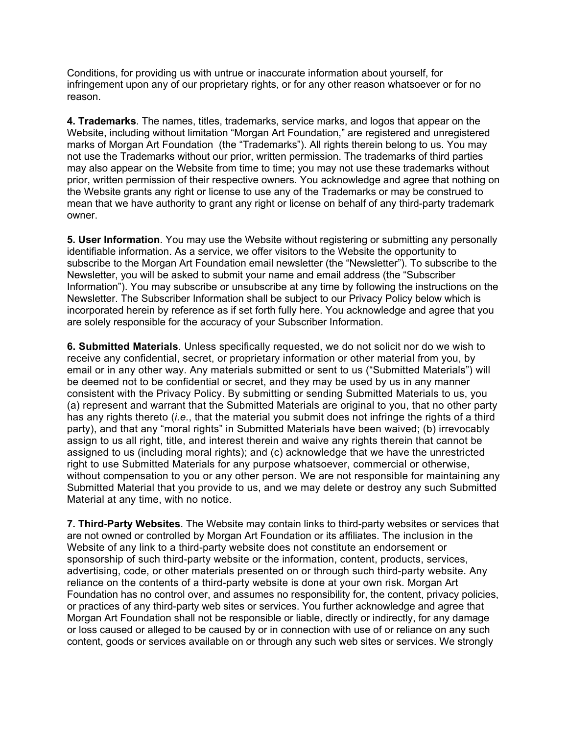Conditions, for providing us with untrue or inaccurate information about yourself, for infringement upon any of our proprietary rights, or for any other reason whatsoever or for no reason.

**4. Trademarks**. The names, titles, trademarks, service marks, and logos that appear on the Website, including without limitation "Morgan Art Foundation," are registered and unregistered marks of Morgan Art Foundation (the "Trademarks"). All rights therein belong to us. You may not use the Trademarks without our prior, written permission. The trademarks of third parties may also appear on the Website from time to time; you may not use these trademarks without prior, written permission of their respective owners. You acknowledge and agree that nothing on the Website grants any right or license to use any of the Trademarks or may be construed to mean that we have authority to grant any right or license on behalf of any third-party trademark owner.

**5. User Information**. You may use the Website without registering or submitting any personally identifiable information. As a service, we offer visitors to the Website the opportunity to subscribe to the Morgan Art Foundation email newsletter (the "Newsletter"). To subscribe to the Newsletter, you will be asked to submit your name and email address (the "Subscriber Information"). You may subscribe or unsubscribe at any time by following the instructions on the Newsletter. The Subscriber Information shall be subject to our Privacy Policy below which is incorporated herein by reference as if set forth fully here. You acknowledge and agree that you are solely responsible for the accuracy of your Subscriber Information.

**6. Submitted Materials**. Unless specifically requested, we do not solicit nor do we wish to receive any confidential, secret, or proprietary information or other material from you, by email or in any other way. Any materials submitted or sent to us ("Submitted Materials") will be deemed not to be confidential or secret, and they may be used by us in any manner consistent with the Privacy Policy. By submitting or sending Submitted Materials to us, you (a) represent and warrant that the Submitted Materials are original to you, that no other party has any rights thereto (*i.e.*, that the material you submit does not infringe the rights of a third party), and that any "moral rights" in Submitted Materials have been waived; (b) irrevocably assign to us all right, title, and interest therein and waive any rights therein that cannot be assigned to us (including moral rights); and (c) acknowledge that we have the unrestricted right to use Submitted Materials for any purpose whatsoever, commercial or otherwise, without compensation to you or any other person. We are not responsible for maintaining any Submitted Material that you provide to us, and we may delete or destroy any such Submitted Material at any time, with no notice.

**7. Third-Party Websites**. The Website may contain links to third-party websites or services that are not owned or controlled by Morgan Art Foundation or its affiliates. The inclusion in the Website of any link to a third-party website does not constitute an endorsement or sponsorship of such third-party website or the information, content, products, services, advertising, code, or other materials presented on or through such third-party website. Any reliance on the contents of a third-party website is done at your own risk. Morgan Art Foundation has no control over, and assumes no responsibility for, the content, privacy policies, or practices of any third-party web sites or services. You further acknowledge and agree that Morgan Art Foundation shall not be responsible or liable, directly or indirectly, for any damage or loss caused or alleged to be caused by or in connection with use of or reliance on any such content, goods or services available on or through any such web sites or services. We strongly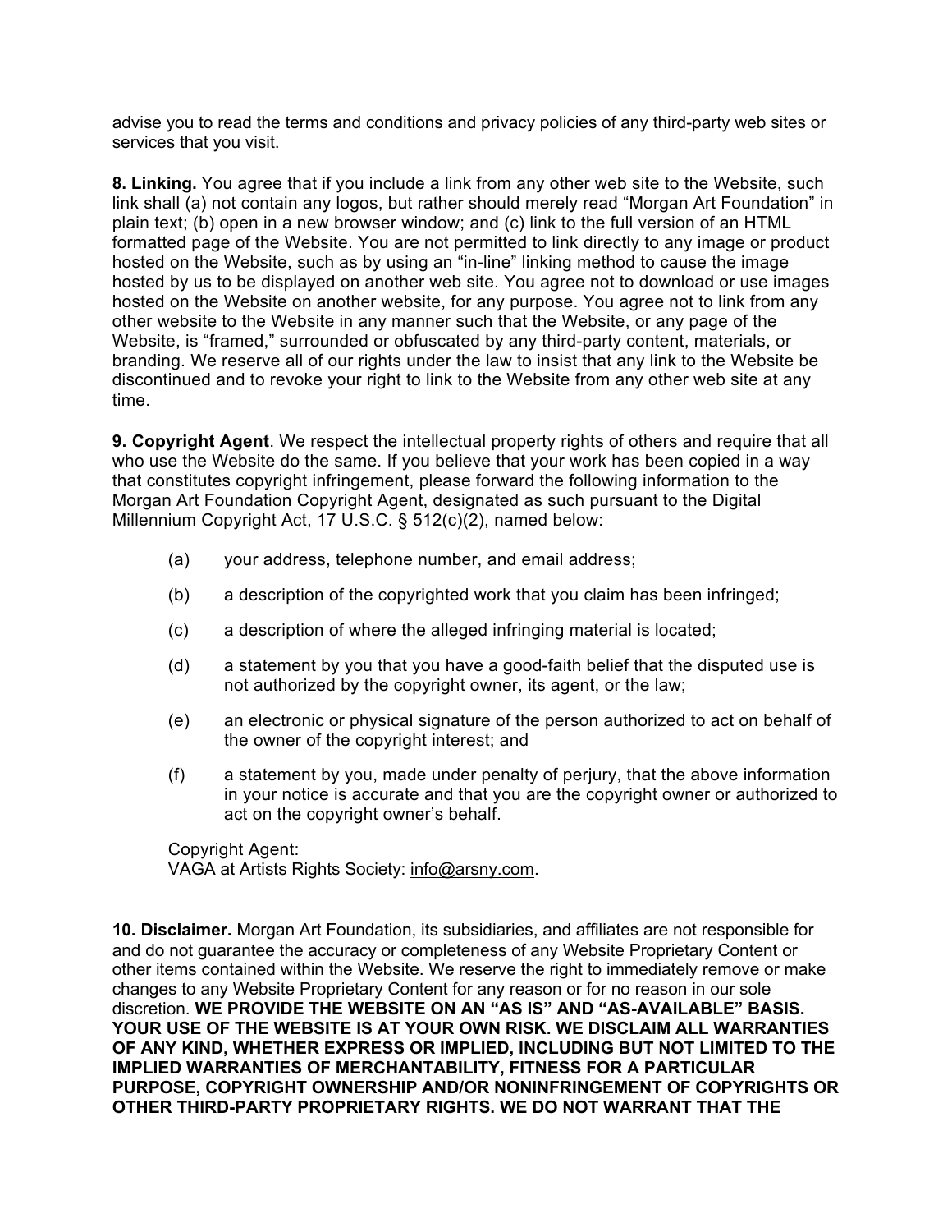advise you to read the terms and conditions and privacy policies of any third-party web sites or services that you visit.

**8. Linking.** You agree that if you include a link from any other web site to the Website, such link shall (a) not contain any logos, but rather should merely read "Morgan Art Foundation" in plain text; (b) open in a new browser window; and (c) link to the full version of an HTML formatted page of the Website. You are not permitted to link directly to any image or product hosted on the Website, such as by using an "in-line" linking method to cause the image hosted by us to be displayed on another web site. You agree not to download or use images hosted on the Website on another website, for any purpose. You agree not to link from any other website to the Website in any manner such that the Website, or any page of the Website, is "framed," surrounded or obfuscated by any third-party content, materials, or branding. We reserve all of our rights under the law to insist that any link to the Website be discontinued and to revoke your right to link to the Website from any other web site at any time.

**9. Copyright Agent**. We respect the intellectual property rights of others and require that all who use the Website do the same. If you believe that your work has been copied in a way that constitutes copyright infringement, please forward the following information to the Morgan Art Foundation Copyright Agent, designated as such pursuant to the Digital Millennium Copyright Act, 17 U.S.C. § 512(c)(2), named below:

(a) your address, telephone number, and email address;

(b) a description of the copyrighted work that you claim has been infringed;

(c) a description of where the alleged infringing material is located;

(d) a statement by you that you have a good-faith belief that the disputed use is not authorized by the copyright owner, its agent, or the law;

(e) an electronic or physical signature of the person authorized to act on behalf of the owner of the copyright interest; and

(f) a statement by you, made under penalty of perjury, that the above information in your notice is accurate and that you are the copyright owner or authorized to act on the copyright owner's behalf.

Copyright Agent:
VAGA at Artists Rights Society: info@arsny.com.

**10. Disclaimer.** Morgan Art Foundation, its subsidiaries, and affiliates are not responsible for and do not guarantee the accuracy or completeness of any Website Proprietary Content or other items contained within the Website. We reserve the right to immediately remove or make changes to any Website Proprietary Content for any reason or for no reason in our sole discretion. **WE PROVIDE THE WEBSITE ON AN "AS IS" AND "AS-AVAILABLE" BASIS. YOUR USE OF THE WEBSITE IS AT YOUR OWN RISK. WE DISCLAIM ALL WARRANTIES OF ANY KIND, WHETHER EXPRESS OR IMPLIED, INCLUDING BUT NOT LIMITED TO THE IMPLIED WARRANTIES OF MERCHANTABILITY, FITNESS FOR A PARTICULAR PURPOSE, COPYRIGHT OWNERSHIP AND/OR NONINFRINGEMENT OF COPYRIGHTS OR OTHER THIRD-PARTY PROPRIETARY RIGHTS. WE DO NOT WARRANT THAT THE**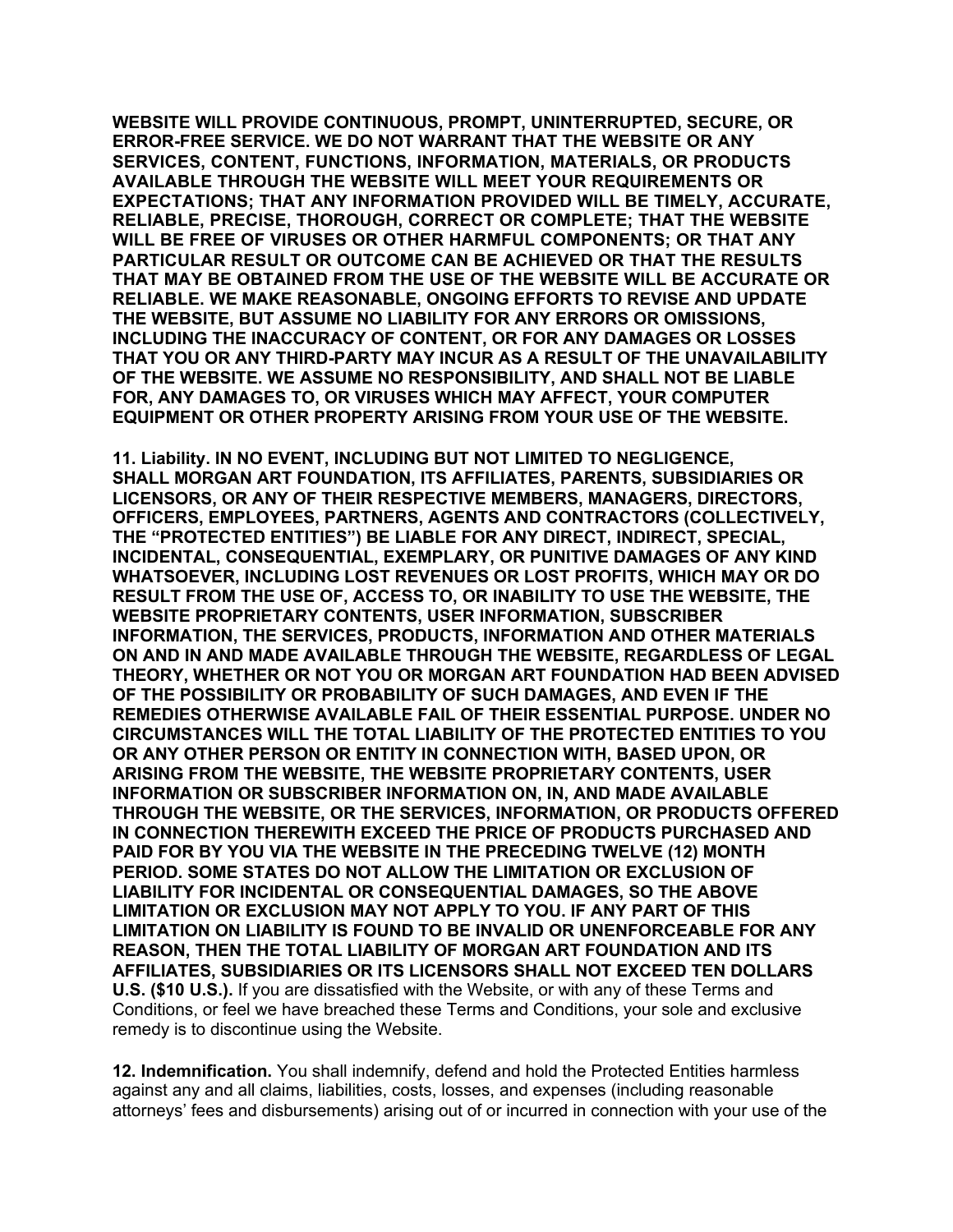**WEBSITE WILL PROVIDE CONTINUOUS, PROMPT, UNINTERRUPTED, SECURE, OR ERROR-FREE SERVICE. WE DO NOT WARRANT THAT THE WEBSITE OR ANY SERVICES, CONTENT, FUNCTIONS, INFORMATION, MATERIALS, OR PRODUCTS AVAILABLE THROUGH THE WEBSITE WILL MEET YOUR REQUIREMENTS OR EXPECTATIONS; THAT ANY INFORMATION PROVIDED WILL BE TIMELY, ACCURATE, RELIABLE, PRECISE, THOROUGH, CORRECT OR COMPLETE; THAT THE WEBSITE WILL BE FREE OF VIRUSES OR OTHER HARMFUL COMPONENTS; OR THAT ANY PARTICULAR RESULT OR OUTCOME CAN BE ACHIEVED OR THAT THE RESULTS THAT MAY BE OBTAINED FROM THE USE OF THE WEBSITE WILL BE ACCURATE OR RELIABLE. WE MAKE REASONABLE, ONGOING EFFORTS TO REVISE AND UPDATE THE WEBSITE, BUT ASSUME NO LIABILITY FOR ANY ERRORS OR OMISSIONS, INCLUDING THE INACCURACY OF CONTENT, OR FOR ANY DAMAGES OR LOSSES THAT YOU OR ANY THIRD-PARTY MAY INCUR AS A RESULT OF THE UNAVAILABILITY OF THE WEBSITE. WE ASSUME NO RESPONSIBILITY, AND SHALL NOT BE LIABLE FOR, ANY DAMAGES TO, OR VIRUSES WHICH MAY AFFECT, YOUR COMPUTER EQUIPMENT OR OTHER PROPERTY ARISING FROM YOUR USE OF THE WEBSITE.**

**11. Liability. IN NO EVENT, INCLUDING BUT NOT LIMITED TO NEGLIGENCE, SHALL MORGAN ART FOUNDATION, ITS AFFILIATES, PARENTS, SUBSIDIARIES OR LICENSORS, OR ANY OF THEIR RESPECTIVE MEMBERS, MANAGERS, DIRECTORS, OFFICERS, EMPLOYEES, PARTNERS, AGENTS AND CONTRACTORS (COLLECTIVELY, THE "PROTECTED ENTITIES") BE LIABLE FOR ANY DIRECT, INDIRECT, SPECIAL, INCIDENTAL, CONSEQUENTIAL, EXEMPLARY, OR PUNITIVE DAMAGES OF ANY KIND WHATSOEVER, INCLUDING LOST REVENUES OR LOST PROFITS, WHICH MAY OR DO RESULT FROM THE USE OF, ACCESS TO, OR INABILITY TO USE THE WEBSITE, THE WEBSITE PROPRIETARY CONTENTS, USER INFORMATION, SUBSCRIBER INFORMATION, THE SERVICES, PRODUCTS, INFORMATION AND OTHER MATERIALS ON AND IN AND MADE AVAILABLE THROUGH THE WEBSITE, REGARDLESS OF LEGAL THEORY, WHETHER OR NOT YOU OR MORGAN ART FOUNDATION HAD BEEN ADVISED OF THE POSSIBILITY OR PROBABILITY OF SUCH DAMAGES, AND EVEN IF THE REMEDIES OTHERWISE AVAILABLE FAIL OF THEIR ESSENTIAL PURPOSE. UNDER NO CIRCUMSTANCES WILL THE TOTAL LIABILITY OF THE PROTECTED ENTITIES TO YOU OR ANY OTHER PERSON OR ENTITY IN CONNECTION WITH, BASED UPON, OR ARISING FROM THE WEBSITE, THE WEBSITE PROPRIETARY CONTENTS, USER INFORMATION OR SUBSCRIBER INFORMATION ON, IN, AND MADE AVAILABLE THROUGH THE WEBSITE, OR THE SERVICES, INFORMATION, OR PRODUCTS OFFERED IN CONNECTION THEREWITH EXCEED THE PRICE OF PRODUCTS PURCHASED AND PAID FOR BY YOU VIA THE WEBSITE IN THE PRECEDING TWELVE (12) MONTH PERIOD. SOME STATES DO NOT ALLOW THE LIMITATION OR EXCLUSION OF LIABILITY FOR INCIDENTAL OR CONSEQUENTIAL DAMAGES, SO THE ABOVE LIMITATION OR EXCLUSION MAY NOT APPLY TO YOU. IF ANY PART OF THIS LIMITATION ON LIABILITY IS FOUND TO BE INVALID OR UNENFORCEABLE FOR ANY REASON, THEN THE TOTAL LIABILITY OF MORGAN ART FOUNDATION AND ITS AFFILIATES, SUBSIDIARIES OR ITS LICENSORS SHALL NOT EXCEED TEN DOLLARS U.S. ($10 U.S.).** If you are dissatisfied with the Website, or with any of these Terms and Conditions, or feel we have breached these Terms and Conditions, your sole and exclusive remedy is to discontinue using the Website.

**12. Indemnification.** You shall indemnify, defend and hold the Protected Entities harmless against any and all claims, liabilities, costs, losses, and expenses (including reasonable attorneys' fees and disbursements) arising out of or incurred in connection with your use of the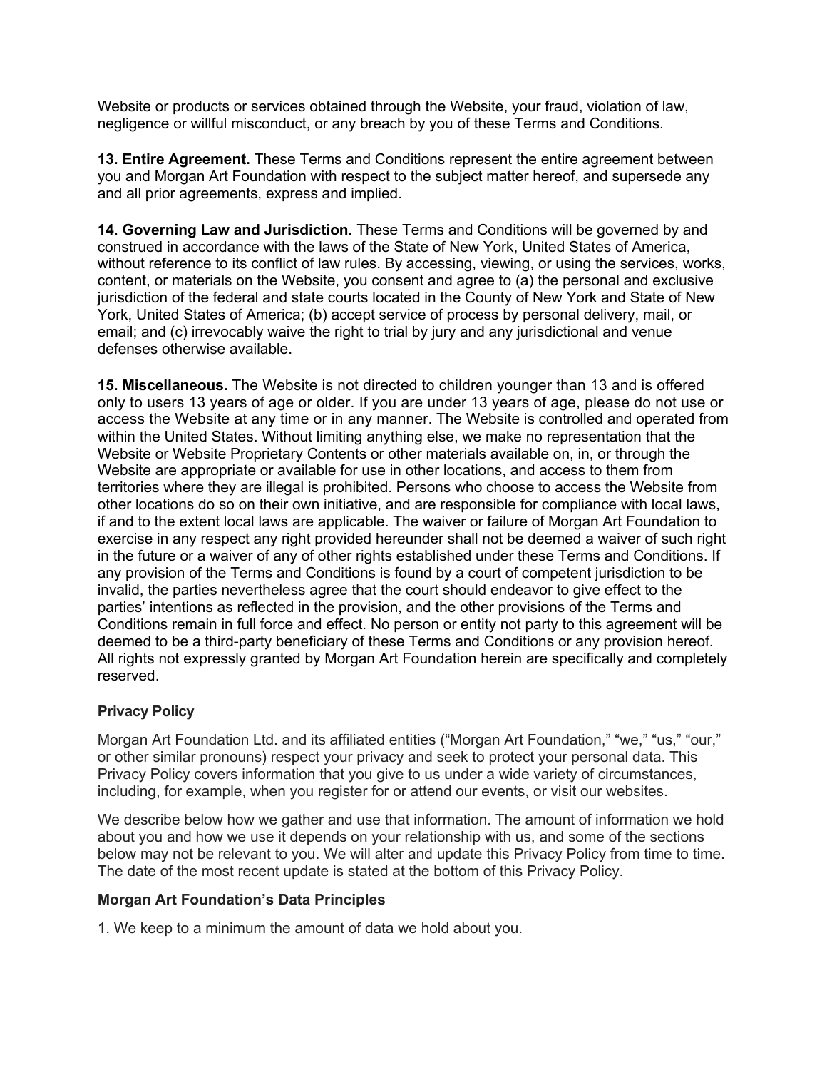Website or products or services obtained through the Website, your fraud, violation of law, negligence or willful misconduct, or any breach by you of these Terms and Conditions.

**13. Entire Agreement.** These Terms and Conditions represent the entire agreement between you and Morgan Art Foundation with respect to the subject matter hereof, and supersede any and all prior agreements, express and implied.

**14. Governing Law and Jurisdiction.** These Terms and Conditions will be governed by and construed in accordance with the laws of the State of New York, United States of America, without reference to its conflict of law rules. By accessing, viewing, or using the services, works, content, or materials on the Website, you consent and agree to (a) the personal and exclusive jurisdiction of the federal and state courts located in the County of New York and State of New York, United States of America; (b) accept service of process by personal delivery, mail, or email; and (c) irrevocably waive the right to trial by jury and any jurisdictional and venue defenses otherwise available.

**15. Miscellaneous.** The Website is not directed to children younger than 13 and is offered only to users 13 years of age or older. If you are under 13 years of age, please do not use or access the Website at any time or in any manner. The Website is controlled and operated from within the United States. Without limiting anything else, we make no representation that the Website or Website Proprietary Contents or other materials available on, in, or through the Website are appropriate or available for use in other locations, and access to them from territories where they are illegal is prohibited. Persons who choose to access the Website from other locations do so on their own initiative, and are responsible for compliance with local laws, if and to the extent local laws are applicable. The waiver or failure of Morgan Art Foundation to exercise in any respect any right provided hereunder shall not be deemed a waiver of such right in the future or a waiver of any of other rights established under these Terms and Conditions. If any provision of the Terms and Conditions is found by a court of competent jurisdiction to be invalid, the parties nevertheless agree that the court should endeavor to give effect to the parties' intentions as reflected in the provision, and the other provisions of the Terms and Conditions remain in full force and effect. No person or entity not party to this agreement will be deemed to be a third-party beneficiary of these Terms and Conditions or any provision hereof. All rights not expressly granted by Morgan Art Foundation herein are specifically and completely reserved.

## Privacy Policy

Morgan Art Foundation Ltd. and its affiliated entities ("Morgan Art Foundation," "we," "us," "our," or other similar pronouns) respect your privacy and seek to protect your personal data. This Privacy Policy covers information that you give to us under a wide variety of circumstances, including, for example, when you register for or attend our events, or visit our websites.

We describe below how we gather and use that information. The amount of information we hold about you and how we use it depends on your relationship with us, and some of the sections below may not be relevant to you. We will alter and update this Privacy Policy from time to time. The date of the most recent update is stated at the bottom of this Privacy Policy.

### Morgan Art Foundation's Data Principles

1. We keep to a minimum the amount of data we hold about you.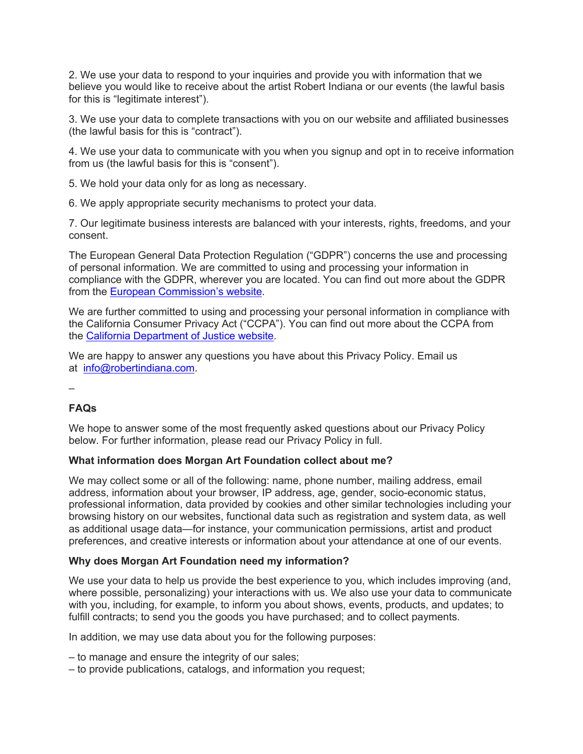2. We use your data to respond to your inquiries and provide you with information that we believe you would like to receive about the artist Robert Indiana or our events (the lawful basis for this is "legitimate interest").

3. We use your data to complete transactions with you on our website and affiliated businesses (the lawful basis for this is "contract").

4. We use your data to communicate with you when you signup and opt in to receive information from us (the lawful basis for this is "consent").

5. We hold your data only for as long as necessary.

6. We apply appropriate security mechanisms to protect your data.

7. Our legitimate business interests are balanced with your interests, rights, freedoms, and your consent.

The European General Data Protection Regulation ("GDPR") concerns the use and processing of personal information. We are committed to using and processing your information in compliance with the GDPR, wherever you are located. You can find out more about the GDPR from the [European Commission's website](#).

We are further committed to using and processing your personal information in compliance with the California Consumer Privacy Act ("CCPA"). You can find out more about the CCPA from the [California Department of Justice website](#).

We are happy to answer any questions you have about this Privacy Policy. Email us at [info@robertindiana.com](mailto:info@robertindiana.com).

–

**FAQs**

We hope to answer some of the most frequently asked questions about our Privacy Policy below. For further information, please read our Privacy Policy in full.

**What information does Morgan Art Foundation collect about me?**

We may collect some or all of the following: name, phone number, mailing address, email address, information about your browser, IP address, age, gender, socio-economic status, professional information, data provided by cookies and other similar technologies including your browsing history on our websites, functional data such as registration and system data, as well as additional usage data—for instance, your communication permissions, artist and product preferences, and creative interests or information about your attendance at one of our events.

**Why does Morgan Art Foundation need my information?**

We use your data to help us provide the best experience to you, which includes improving (and, where possible, personalizing) your interactions with us. We also use your data to communicate with you, including, for example, to inform you about shows, events, products, and updates; to fulfill contracts; to send you the goods you have purchased; and to collect payments.

In addition, we may use data about you for the following purposes:

– to manage and ensure the integrity of our sales;
– to provide publications, catalogs, and information you request;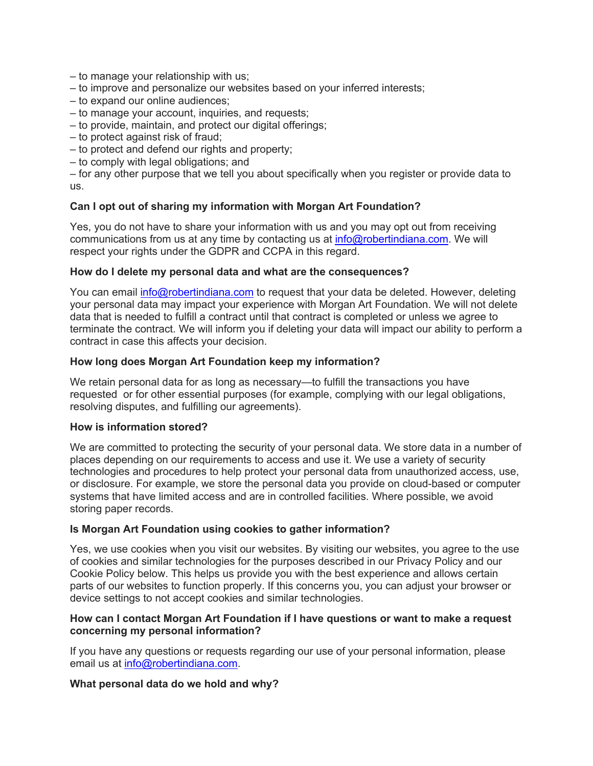– to manage your relationship with us;
– to improve and personalize our websites based on your inferred interests;
– to expand our online audiences;
– to manage your account, inquiries, and requests;
– to provide, maintain, and protect our digital offerings;
– to protect against risk of fraud;
– to protect and defend our rights and property;
– to comply with legal obligations; and
– for any other purpose that we tell you about specifically when you register or provide data to us.

**Can I opt out of sharing my information with Morgan Art Foundation?**

Yes, you do not have to share your information with us and you may opt out from receiving communications from us at any time by contacting us at [info@robertindiana.com](mailto:info@robertindiana.com). We will respect your rights under the GDPR and CCPA in this regard.

**How do I delete my personal data and what are the consequences?**

You can email [info@robertindiana.com](mailto:info@robertindiana.com) to request that your data be deleted. However, deleting your personal data may impact your experience with Morgan Art Foundation. We will not delete data that is needed to fulfill a contract until that contract is completed or unless we agree to terminate the contract. We will inform you if deleting your data will impact our ability to perform a contract in case this affects your decision.

**How long does Morgan Art Foundation keep my information?**

We retain personal data for as long as necessary—to fulfill the transactions you have requested or for other essential purposes (for example, complying with our legal obligations, resolving disputes, and fulfilling our agreements).

**How is information stored?**

We are committed to protecting the security of your personal data. We store data in a number of places depending on our requirements to access and use it. We use a variety of security technologies and procedures to help protect your personal data from unauthorized access, use, or disclosure. For example, we store the personal data you provide on cloud-based or computer systems that have limited access and are in controlled facilities. Where possible, we avoid storing paper records.

**Is Morgan Art Foundation using cookies to gather information?**

Yes, we use cookies when you visit our websites. By visiting our websites, you agree to the use of cookies and similar technologies for the purposes described in our Privacy Policy and our Cookie Policy below. This helps us provide you with the best experience and allows certain parts of our websites to function properly. If this concerns you, you can adjust your browser or device settings to not accept cookies and similar technologies.

**How can I contact Morgan Art Foundation if I have questions or want to make a request concerning my personal information?**

If you have any questions or requests regarding our use of your personal information, please email us at [info@robertindiana.com](mailto:info@robertindiana.com).

**What personal data do we hold and why?**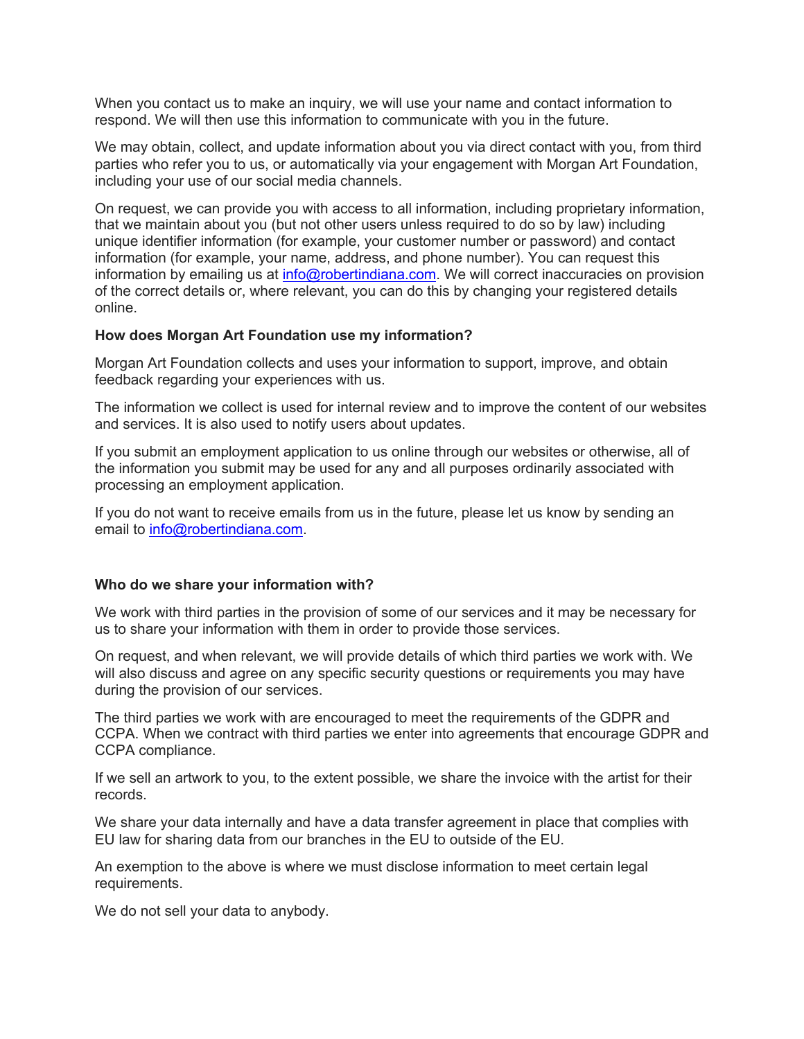When you contact us to make an inquiry, we will use your name and contact information to respond. We will then use this information to communicate with you in the future.

We may obtain, collect, and update information about you via direct contact with you, from third parties who refer you to us, or automatically via your engagement with Morgan Art Foundation, including your use of our social media channels.

On request, we can provide you with access to all information, including proprietary information, that we maintain about you (but not other users unless required to do so by law) including unique identifier information (for example, your customer number or password) and contact information (for example, your name, address, and phone number). You can request this information by emailing us at [info@robertindiana.com](mailto:info@robertindiana.com). We will correct inaccuracies on provision of the correct details or, where relevant, you can do this by changing your registered details online.

**How does Morgan Art Foundation use my information?**

Morgan Art Foundation collects and uses your information to support, improve, and obtain feedback regarding your experiences with us.

The information we collect is used for internal review and to improve the content of our websites and services. It is also used to notify users about updates.

If you submit an employment application to us online through our websites or otherwise, all of the information you submit may be used for any and all purposes ordinarily associated with processing an employment application.

If you do not want to receive emails from us in the future, please let us know by sending an email to [info@robertindiana.com](mailto:info@robertindiana.com).

**Who do we share your information with?**

We work with third parties in the provision of some of our services and it may be necessary for us to share your information with them in order to provide those services.

On request, and when relevant, we will provide details of which third parties we work with. We will also discuss and agree on any specific security questions or requirements you may have during the provision of our services.

The third parties we work with are encouraged to meet the requirements of the GDPR and CCPA. When we contract with third parties we enter into agreements that encourage GDPR and CCPA compliance.

If we sell an artwork to you, to the extent possible, we share the invoice with the artist for their records.

We share your data internally and have a data transfer agreement in place that complies with EU law for sharing data from our branches in the EU to outside of the EU.

An exemption to the above is where we must disclose information to meet certain legal requirements.

We do not sell your data to anybody.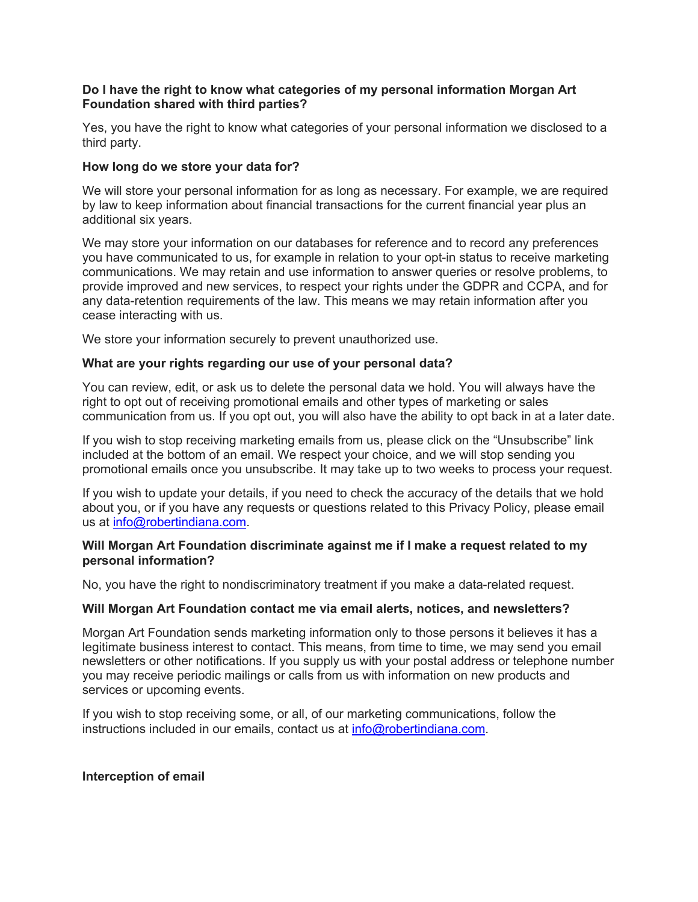**Do I have the right to know what categories of my personal information Morgan Art Foundation shared with third parties?**

Yes, you have the right to know what categories of your personal information we disclosed to a third party.

**How long do we store your data for?**

We will store your personal information for as long as necessary. For example, we are required by law to keep information about financial transactions for the current financial year plus an additional six years.

We may store your information on our databases for reference and to record any preferences you have communicated to us, for example in relation to your opt-in status to receive marketing communications. We may retain and use information to answer queries or resolve problems, to provide improved and new services, to respect your rights under the GDPR and CCPA, and for any data-retention requirements of the law. This means we may retain information after you cease interacting with us.

We store your information securely to prevent unauthorized use.

**What are your rights regarding our use of your personal data?**

You can review, edit, or ask us to delete the personal data we hold. You will always have the right to opt out of receiving promotional emails and other types of marketing or sales communication from us. If you opt out, you will also have the ability to opt back in at a later date.

If you wish to stop receiving marketing emails from us, please click on the "Unsubscribe" link included at the bottom of an email. We respect your choice, and we will stop sending you promotional emails once you unsubscribe. It may take up to two weeks to process your request.

If you wish to update your details, if you need to check the accuracy of the details that we hold about you, or if you have any requests or questions related to this Privacy Policy, please email us at info@robertindiana.com.

**Will Morgan Art Foundation discriminate against me if I make a request related to my personal information?**

No, you have the right to nondiscriminatory treatment if you make a data-related request.

**Will Morgan Art Foundation contact me via email alerts, notices, and newsletters?**

Morgan Art Foundation sends marketing information only to those persons it believes it has a legitimate business interest to contact. This means, from time to time, we may send you email newsletters or other notifications. If you supply us with your postal address or telephone number you may receive periodic mailings or calls from us with information on new products and services or upcoming events.

If you wish to stop receiving some, or all, of our marketing communications, follow the instructions included in our emails, contact us at info@robertindiana.com.

**Interception of email**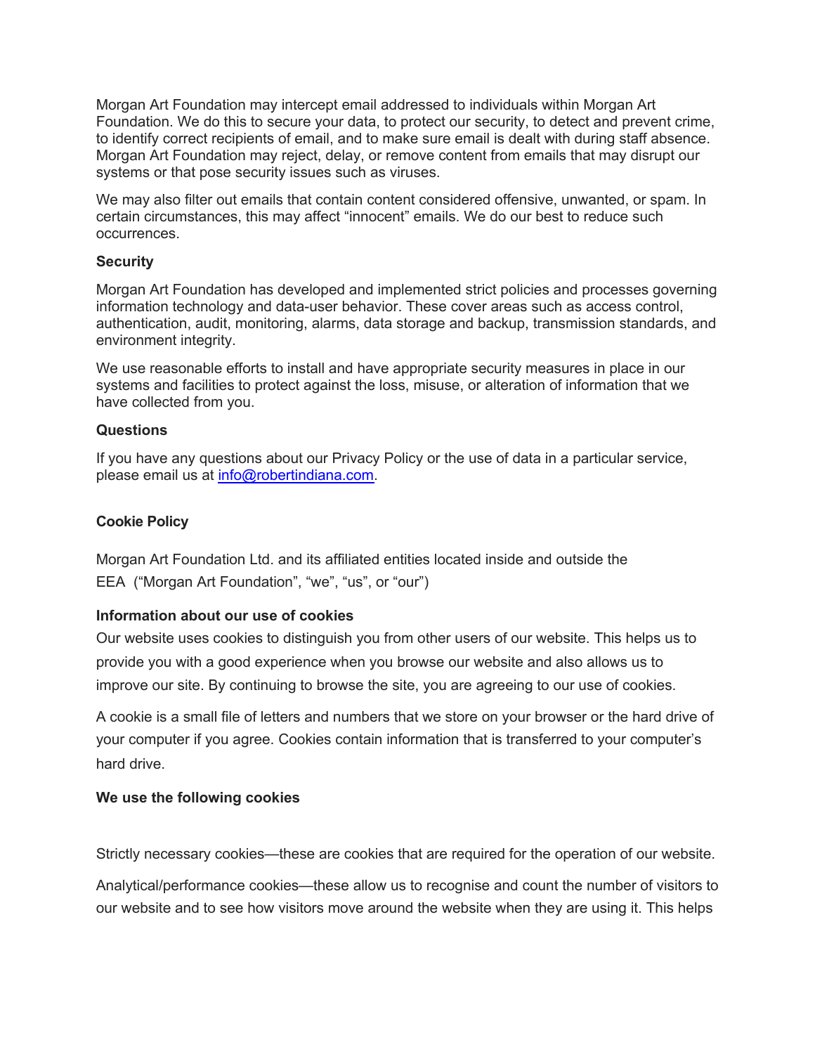Morgan Art Foundation may intercept email addressed to individuals within Morgan Art Foundation. We do this to secure your data, to protect our security, to detect and prevent crime, to identify correct recipients of email, and to make sure email is dealt with during staff absence. Morgan Art Foundation may reject, delay, or remove content from emails that may disrupt our systems or that pose security issues such as viruses.

We may also filter out emails that contain content considered offensive, unwanted, or spam. In certain circumstances, this may affect "innocent" emails. We do our best to reduce such occurrences.

**Security**

Morgan Art Foundation has developed and implemented strict policies and processes governing information technology and data-user behavior. These cover areas such as access control, authentication, audit, monitoring, alarms, data storage and backup, transmission standards, and environment integrity.

We use reasonable efforts to install and have appropriate security measures in place in our systems and facilities to protect against the loss, misuse, or alteration of information that we have collected from you.

**Questions**

If you have any questions about our Privacy Policy or the use of data in a particular service, please email us at info@robertindiana.com.

**Cookie Policy**

Morgan Art Foundation Ltd. and its affiliated entities located inside and outside the EEA ("Morgan Art Foundation", "we", "us", or "our")

**Information about our use of cookies**

Our website uses cookies to distinguish you from other users of our website. This helps us to provide you with a good experience when you browse our website and also allows us to improve our site. By continuing to browse the site, you are agreeing to our use of cookies.

A cookie is a small file of letters and numbers that we store on your browser or the hard drive of your computer if you agree. Cookies contain information that is transferred to your computer's hard drive.

**We use the following cookies**

Strictly necessary cookies—these are cookies that are required for the operation of our website.

Analytical/performance cookies—these allow us to recognise and count the number of visitors to our website and to see how visitors move around the website when they are using it. This helps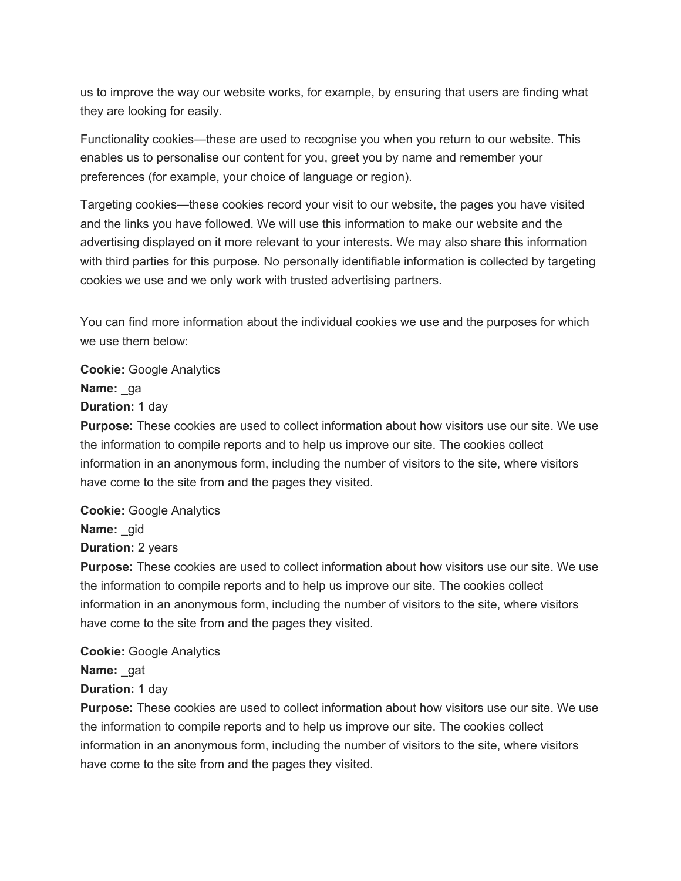us to improve the way our website works, for example, by ensuring that users are finding what they are looking for easily.

Functionality cookies—these are used to recognise you when you return to our website. This enables us to personalise our content for you, greet you by name and remember your preferences (for example, your choice of language or region).

Targeting cookies—these cookies record your visit to our website, the pages you have visited and the links you have followed. We will use this information to make our website and the advertising displayed on it more relevant to your interests. We may also share this information with third parties for this purpose. No personally identifiable information is collected by targeting cookies we use and we only work with trusted advertising partners.

You can find more information about the individual cookies we use and the purposes for which we use them below:

**Cookie:** Google Analytics
**Name:** _ga
**Duration:** 1 day
**Purpose:** These cookies are used to collect information about how visitors use our site. We use the information to compile reports and to help us improve our site. The cookies collect information in an anonymous form, including the number of visitors to the site, where visitors have come to the site from and the pages they visited.

**Cookie:** Google Analytics
**Name:** _gid
**Duration:** 2 years
**Purpose:** These cookies are used to collect information about how visitors use our site. We use the information to compile reports and to help us improve our site. The cookies collect information in an anonymous form, including the number of visitors to the site, where visitors have come to the site from and the pages they visited.

**Cookie:** Google Analytics
**Name:** _gat
**Duration:** 1 day
**Purpose:** These cookies are used to collect information about how visitors use our site. We use the information to compile reports and to help us improve our site. The cookies collect information in an anonymous form, including the number of visitors to the site, where visitors have come to the site from and the pages they visited.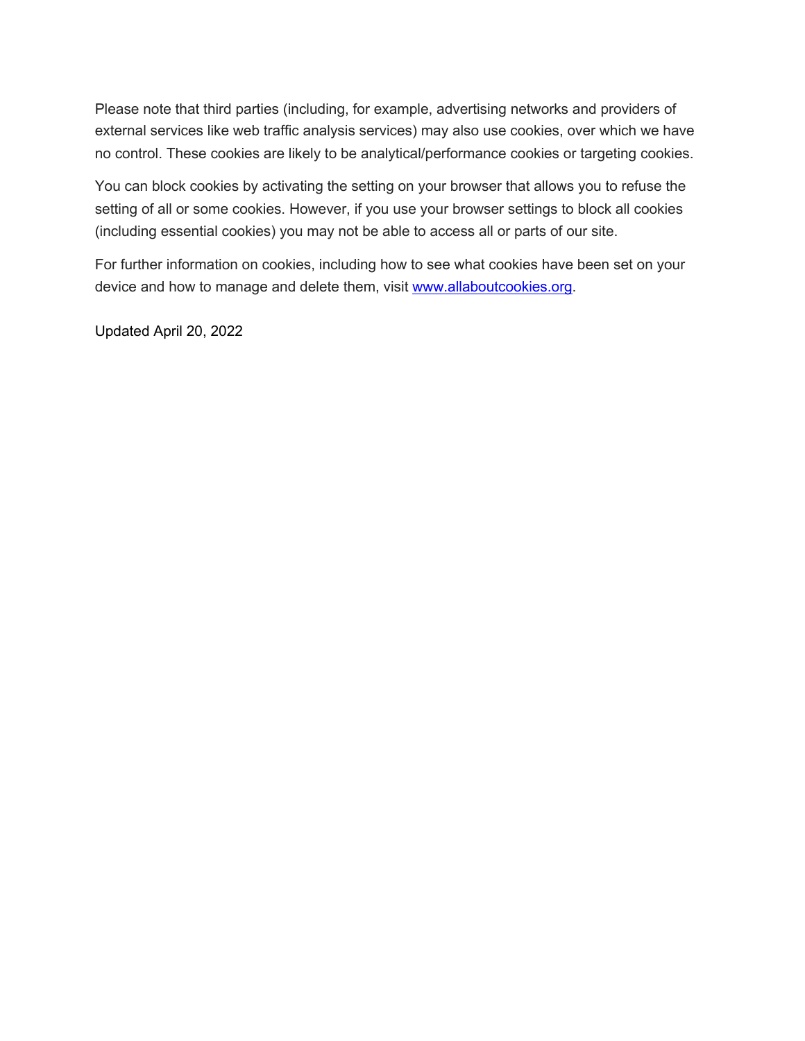Please note that third parties (including, for example, advertising networks and providers of external services like web traffic analysis services) may also use cookies, over which we have no control. These cookies are likely to be analytical/performance cookies or targeting cookies.

You can block cookies by activating the setting on your browser that allows you to refuse the setting of all or some cookies. However, if you use your browser settings to block all cookies (including essential cookies) you may not be able to access all or parts of our site.

For further information on cookies, including how to see what cookies have been set on your device and how to manage and delete them, visit [www.allaboutcookies.org](http://www.allaboutcookies.org).

Updated April 20, 2022